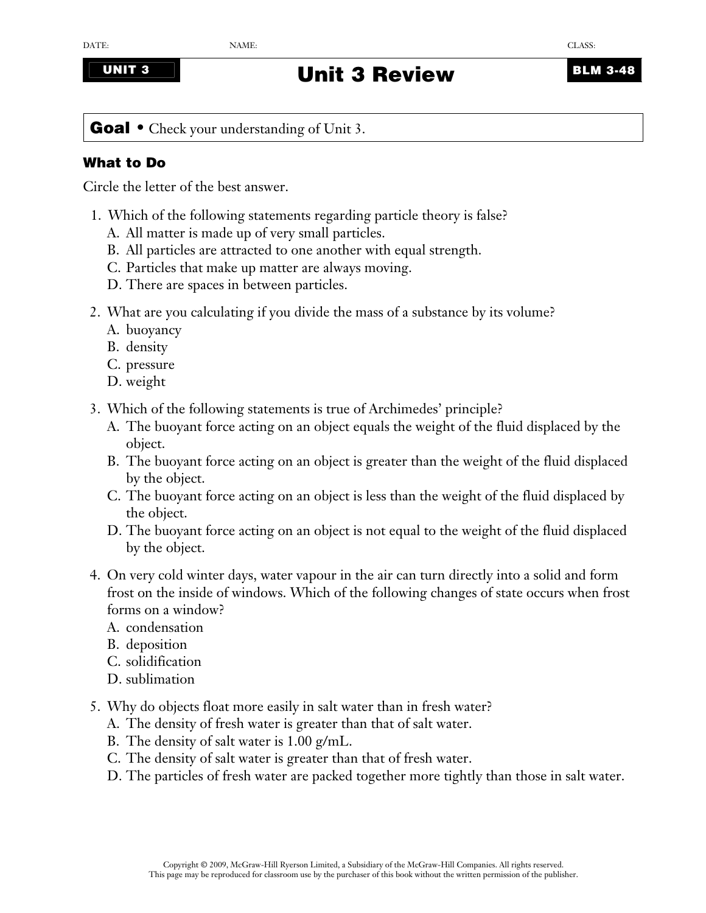DATE: NAME: CLASS:

**UNIT 3**

# Unit 3 Review

**BLM 3-48**

**Goal** • Check your understanding of Unit 3.

### What to Do

Circle the letter of the best answer.

1. Which of the following statements regarding particle theory is false?
   A. All matter is made up of very small particles.
   B. All particles are attracted to one another with equal strength.
   C. Particles that make up matter are always moving.
   D. There are spaces in between particles.

2. What are you calculating if you divide the mass of a substance by its volume?
   A. buoyancy
   B. density
   C. pressure
   D. weight

3. Which of the following statements is true of Archimedes' principle?
   A. The buoyant force acting on an object equals the weight of the fluid displaced by the object.
   B. The buoyant force acting on an object is greater than the weight of the fluid displaced by the object.
   C. The buoyant force acting on an object is less than the weight of the fluid displaced by the object.
   D. The buoyant force acting on an object is not equal to the weight of the fluid displaced by the object.

4. On very cold winter days, water vapour in the air can turn directly into a solid and form frost on the inside of windows. Which of the following changes of state occurs when frost forms on a window?
   A. condensation
   B. deposition
   C. solidification
   D. sublimation

5. Why do objects float more easily in salt water than in fresh water?
   A. The density of fresh water is greater than that of salt water.
   B. The density of salt water is 1.00 g/mL.
   C. The density of salt water is greater than that of fresh water.
   D. The particles of fresh water are packed together more tightly than those in salt water.

Copyright © 2009, McGraw-Hill Ryerson Limited, a Subsidiary of the McGraw-Hill Companies. All rights reserved.
This page may be reproduced for classroom use by the purchaser of this book without the written permission of the publisher.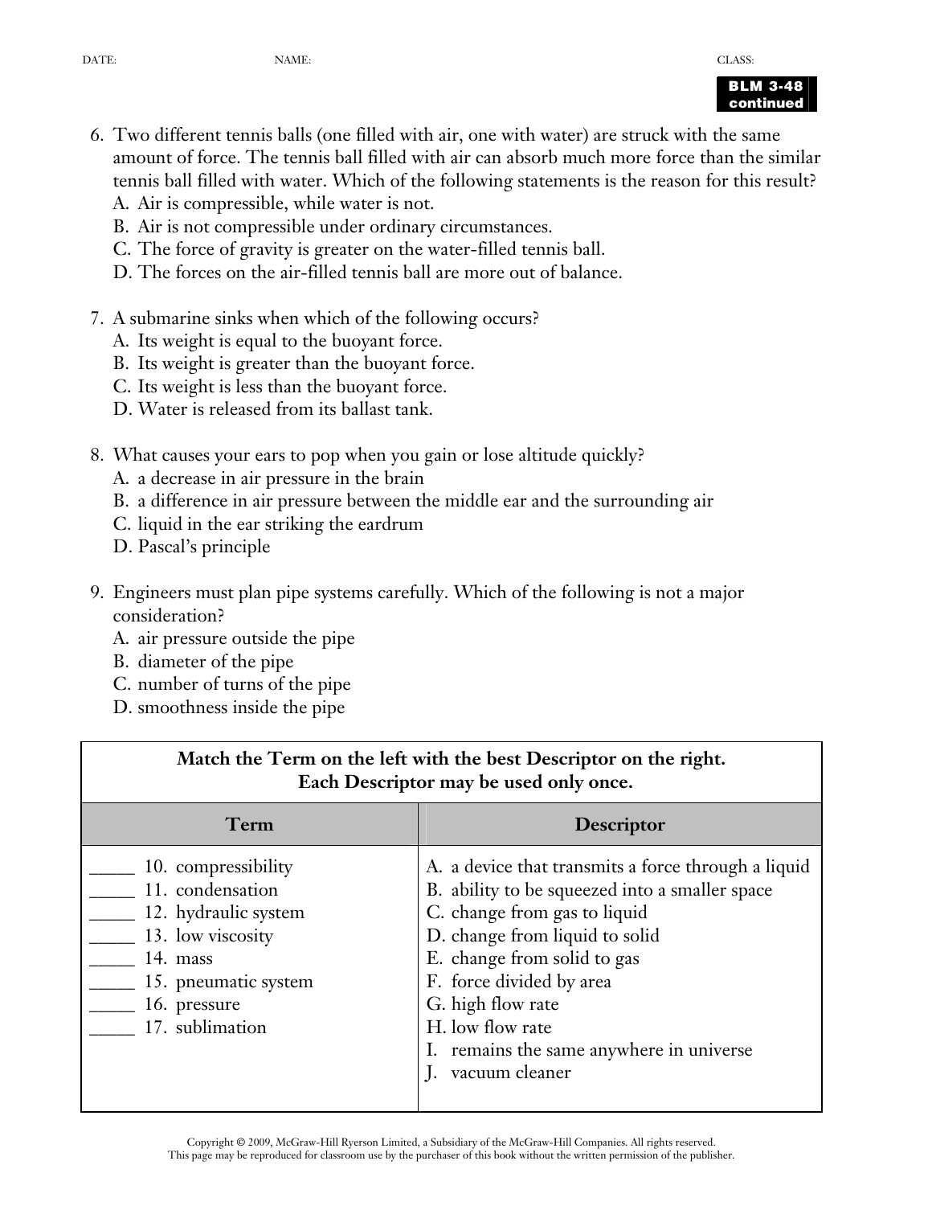6. Two different tennis balls (one filled with air, one with water) are struck with the same amount of force. The tennis ball filled with air can absorb much more force than the similar tennis ball filled with water. Which of the following statements is the reason for this result?
   A. Air is compressible, while water is not.
   B. Air is not compressible under ordinary circumstances.
   C. The force of gravity is greater on the water-filled tennis ball.
   D. The forces on the air-filled tennis ball are more out of balance.

7. A submarine sinks when which of the following occurs?
   A. Its weight is equal to the buoyant force.
   B. Its weight is greater than the buoyant force.
   C. Its weight is less than the buoyant force.
   D. Water is released from its ballast tank.

8. What causes your ears to pop when you gain or lose altitude quickly?
   A. a decrease in air pressure in the brain
   B. a difference in air pressure between the middle ear and the surrounding air
   C. liquid in the ear striking the eardrum
   D. Pascal's principle

9. Engineers must plan pipe systems carefully. Which of the following is not a major consideration?
   A. air pressure outside the pipe
   B. diameter of the pipe
   C. number of turns of the pipe
   D. smoothness inside the pipe

**Match the Term on the left with the best Descriptor on the right. Each Descriptor may be used only once.**

| Term | Descriptor |
|---|---|
| _____ 10. compressibility | A. a device that transmits a force through a liquid |
| _____ 11. condensation | B. ability to be squeezed into a smaller space |
| _____ 12. hydraulic system | C. change from gas to liquid |
| _____ 13. low viscosity | D. change from liquid to solid |
| _____ 14. mass | E. change from solid to gas |
| _____ 15. pneumatic system | F. force divided by area |
| _____ 16. pressure | G. high flow rate |
| _____ 17. sublimation | H. low flow rate |
| | I. remains the same anywhere in universe |
| | J. vacuum cleaner |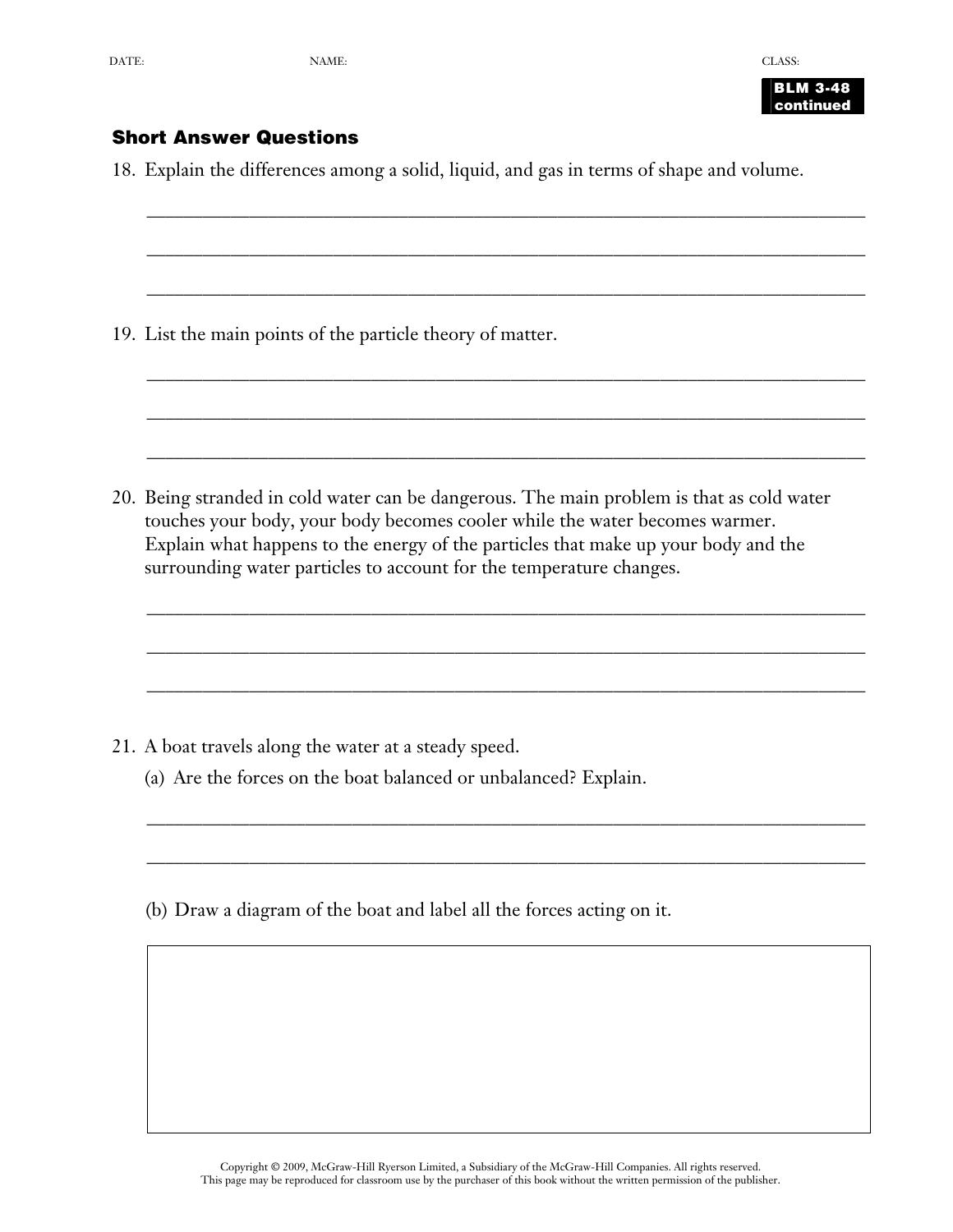DATE: NAME: CLASS:

**BLM 3-48 continued**

## Short Answer Questions

18. Explain the differences among a solid, liquid, and gas in terms of shape and volume.

_______________________________________________________________________________

_______________________________________________________________________________

_______________________________________________________________________________

19. List the main points of the particle theory of matter.

_______________________________________________________________________________

_______________________________________________________________________________

_______________________________________________________________________________

20. Being stranded in cold water can be dangerous. The main problem is that as cold water touches your body, your body becomes cooler while the water becomes warmer. Explain what happens to the energy of the particles that make up your body and the surrounding water particles to account for the temperature changes.

_______________________________________________________________________________

_______________________________________________________________________________

_______________________________________________________________________________

21. A boat travels along the water at a steady speed.

    (a) Are the forces on the boat balanced or unbalanced? Explain.

    _______________________________________________________________________________

    _______________________________________________________________________________

    (b) Draw a diagram of the boat and label all the forces acting on it.

Copyright © 2009, McGraw-Hill Ryerson Limited, a Subsidiary of the McGraw-Hill Companies. All rights reserved.
This page may be reproduced for classroom use by the purchaser of this book without the written permission of the publisher.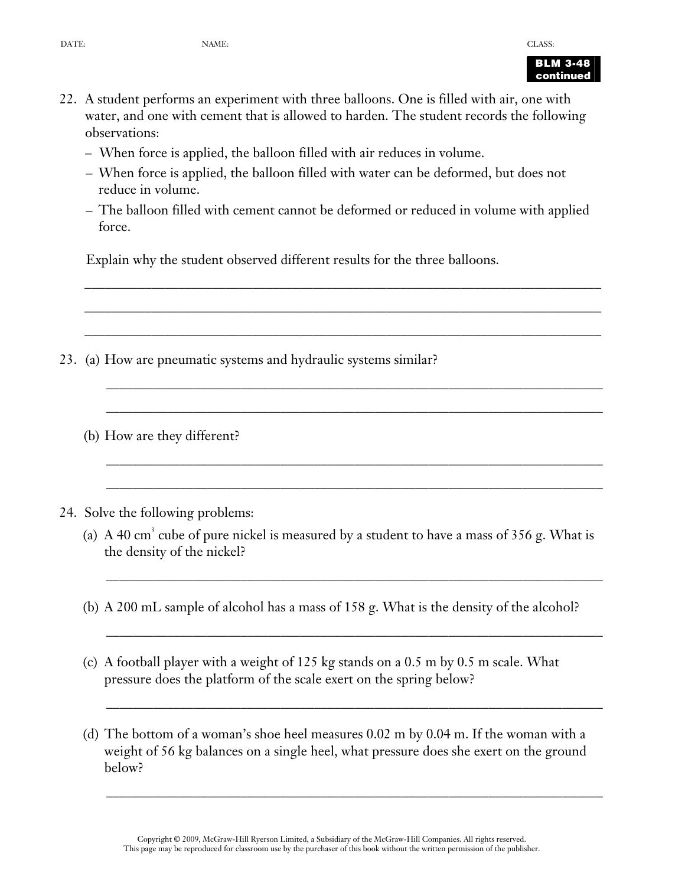22. A student performs an experiment with three balloons. One is filled with air, one with water, and one with cement that is allowed to harden. The student records the following observations:
    - When force is applied, the balloon filled with air reduces in volume.
    - When force is applied, the balloon filled with water can be deformed, but does not reduce in volume.
    - The balloon filled with cement cannot be deformed or reduced in volume with applied force.

    Explain why the student observed different results for the three balloons.

    ______________________________________________________________________

    ______________________________________________________________________

    ______________________________________________________________________

23. (a) How are pneumatic systems and hydraulic systems similar?

    ______________________________________________________________________

    ______________________________________________________________________

    (b) How are they different?

    ______________________________________________________________________

    ______________________________________________________________________

24. Solve the following problems:

    (a) A 40 $cm^3$ cube of pure nickel is measured by a student to have a mass of 356 g. What is the density of the nickel?

    ______________________________________________________________________

    (b) A 200 mL sample of alcohol has a mass of 158 g. What is the density of the alcohol?

    ______________________________________________________________________

    (c) A football player with a weight of 125 kg stands on a 0.5 m by 0.5 m scale. What pressure does the platform of the scale exert on the spring below?

    ______________________________________________________________________

    (d) The bottom of a woman's shoe heel measures 0.02 m by 0.04 m. If the woman with a weight of 56 kg balances on a single heel, what pressure does she exert on the ground below?

    ______________________________________________________________________

Copyright © 2009, McGraw-Hill Ryerson Limited, a Subsidiary of the McGraw-Hill Companies. All rights reserved.
This page may be reproduced for classroom use by the purchaser of this book without the written permission of the publisher.